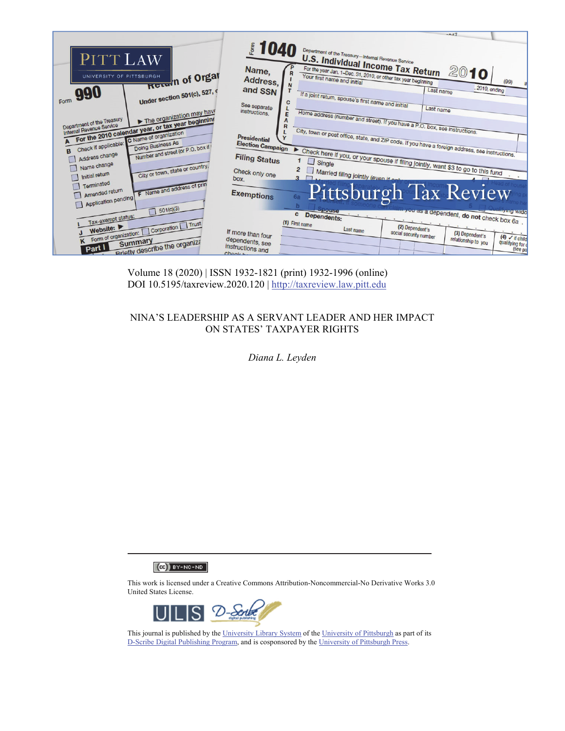Volume 18 (2020) | ISSN 1932-1821 (print) 1932-1996 (online)
DOI 10.5195/taxreview.2020.120 | http://taxreview.law.pitt.edu

# NINA'S LEADERSHIP AS A SERVANT LEADER AND HER IMPACT ON STATES' TAXPAYER RIGHTS

*Diana L. Leyden*

This work is licensed under a Creative Commons Attribution-Noncommercial-No Derivative Works 3.0 United States License.

This journal is published by the University Library System of the University of Pittsburgh as part of its D-Scribe Digital Publishing Program, and is cosponsored by the University of Pittsburgh Press.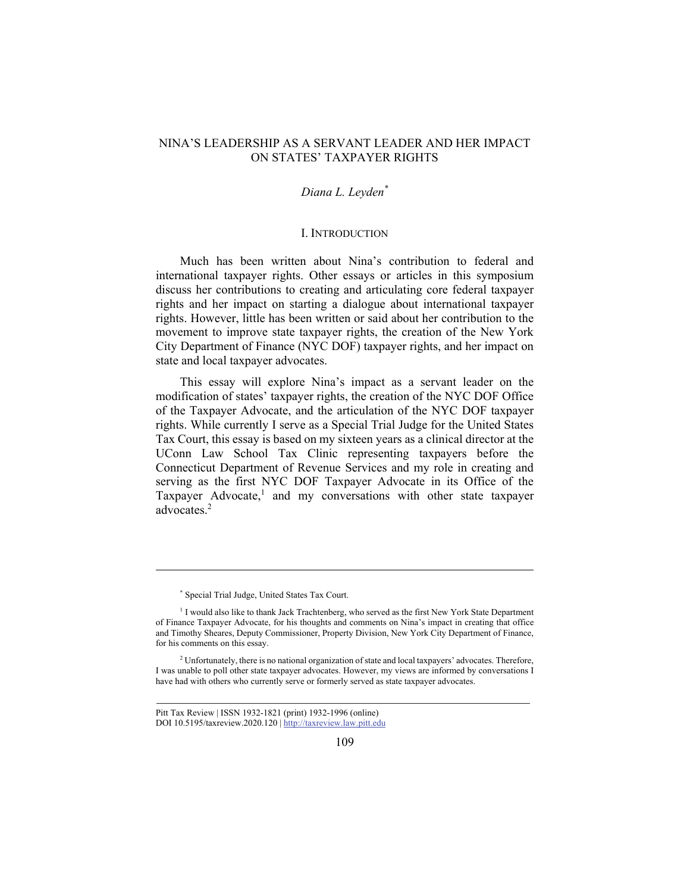# NINA'S LEADERSHIP AS A SERVANT LEADER AND HER IMPACT ON STATES' TAXPAYER RIGHTS

*Diana L. Leyden*[*]

## I. INTRODUCTION

Much has been written about Nina's contribution to federal and international taxpayer rights. Other essays or articles in this symposium discuss her contributions to creating and articulating core federal taxpayer rights and her impact on starting a dialogue about international taxpayer rights. However, little has been written or said about her contribution to the movement to improve state taxpayer rights, the creation of the New York City Department of Finance (NYC DOF) taxpayer rights, and her impact on state and local taxpayer advocates.

This essay will explore Nina's impact as a servant leader on the modification of states' taxpayer rights, the creation of the NYC DOF Office of the Taxpayer Advocate, and the articulation of the NYC DOF taxpayer rights. While currently I serve as a Special Trial Judge for the United States Tax Court, this essay is based on my sixteen years as a clinical director at the UConn Law School Tax Clinic representing taxpayers before the Connecticut Department of Revenue Services and my role in creating and serving as the first NYC DOF Taxpayer Advocate in its Office of the Taxpayer Advocate,[1] and my conversations with other state taxpayer advocates.[2]

---

[*] Special Trial Judge, United States Tax Court.

[1] I would also like to thank Jack Trachtenberg, who served as the first New York State Department of Finance Taxpayer Advocate, for his thoughts and comments on Nina's impact in creating that office and Timothy Sheares, Deputy Commissioner, Property Division, New York City Department of Finance, for his comments on this essay.

[2] Unfortunately, there is no national organization of state and local taxpayers' advocates. Therefore, I was unable to poll other state taxpayer advocates. However, my views are informed by conversations I have had with others who currently serve or formerly served as state taxpayer advocates.

Pitt Tax Review | ISSN 1932-1821 (print) 1932-1996 (online)
DOI 10.5195/taxreview.2020.120 | http://taxreview.law.pitt.edu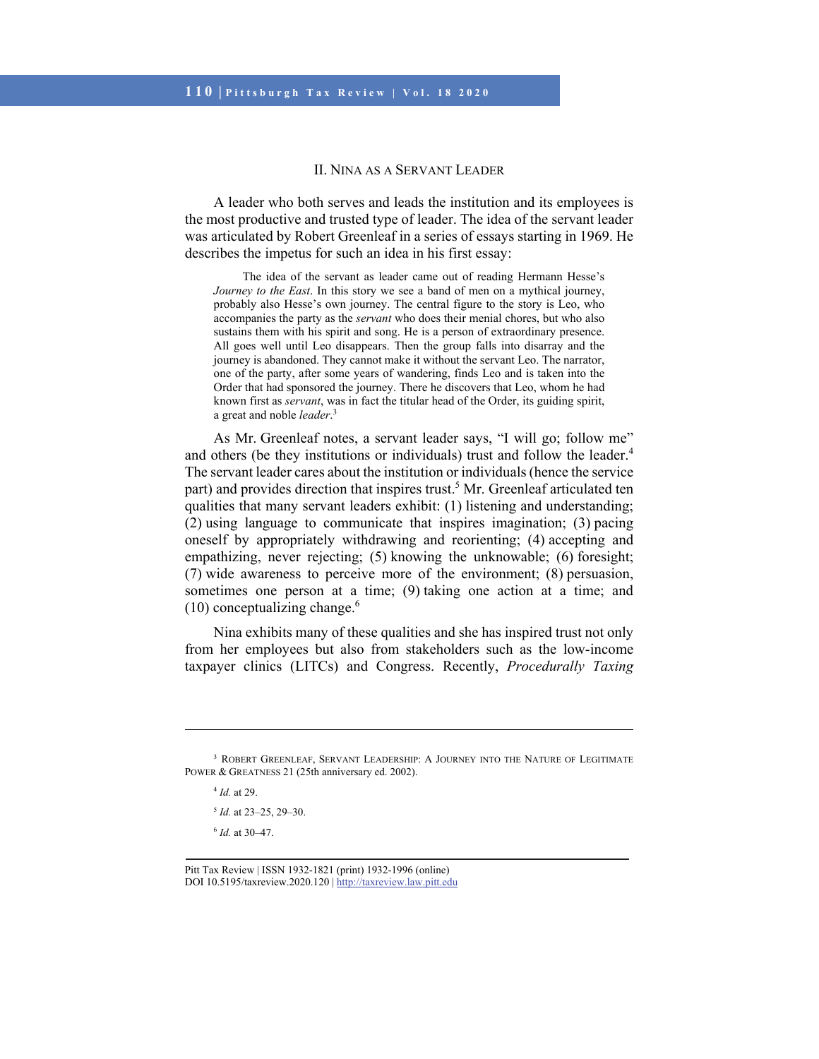## II. Nina as a Servant Leader

A leader who both serves and leads the institution and its employees is the most productive and trusted type of leader. The idea of the servant leader was articulated by Robert Greenleaf in a series of essays starting in 1969. He describes the impetus for such an idea in his first essay:

> The idea of the servant as leader came out of reading Hermann Hesse's *Journey to the East*. In this story we see a band of men on a mythical journey, probably also Hesse's own journey. The central figure to the story is Leo, who accompanies the party as the *servant* who does their menial chores, but who also sustains them with his spirit and song. He is a person of extraordinary presence. All goes well until Leo disappears. Then the group falls into disarray and the journey is abandoned. They cannot make it without the servant Leo. The narrator, one of the party, after some years of wandering, finds Leo and is taken into the Order that had sponsored the journey. There he discovers that Leo, whom he had known first as *servant*, was in fact the titular head of the Order, its guiding spirit, a great and noble *leader*.[3]

As Mr. Greenleaf notes, a servant leader says, "I will go; follow me" and others (be they institutions or individuals) trust and follow the leader.[4] The servant leader cares about the institution or individuals (hence the service part) and provides direction that inspires trust.[5] Mr. Greenleaf articulated ten qualities that many servant leaders exhibit: (1) listening and understanding; (2) using language to communicate that inspires imagination; (3) pacing oneself by appropriately withdrawing and reorienting; (4) accepting and empathizing, never rejecting; (5) knowing the unknowable; (6) foresight; (7) wide awareness to perceive more of the environment; (8) persuasion, sometimes one person at a time; (9) taking one action at a time; and (10) conceptualizing change.[6]

Nina exhibits many of these qualities and she has inspired trust not only from her employees but also from stakeholders such as the low-income taxpayer clinics (LITCs) and Congress. Recently, *Procedurally Taxing*

---

[3] Robert Greenleaf, Servant Leadership: A Journey into the Nature of Legitimate Power & Greatness 21 (25th anniversary ed. 2002).

[4] *Id.* at 29.

[5] *Id.* at 23–25, 29–30.

[6] *Id.* at 30–47.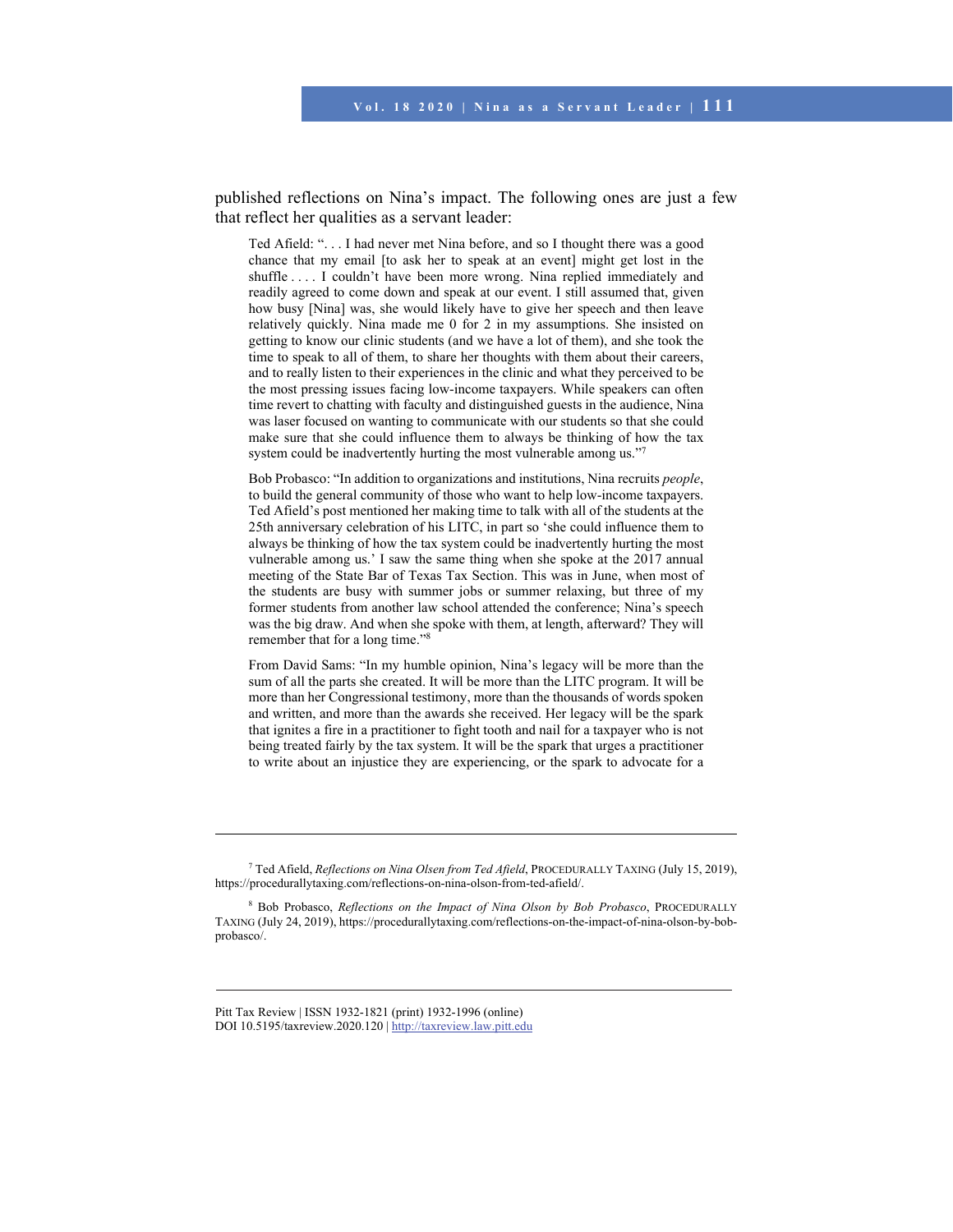published reflections on Nina's impact. The following ones are just a few that reflect her qualities as a servant leader:

> Ted Afield: ". . . I had never met Nina before, and so I thought there was a good chance that my email [to ask her to speak at an event] might get lost in the shuffle . . . . I couldn't have been more wrong. Nina replied immediately and readily agreed to come down and speak at our event. I still assumed that, given how busy [Nina] was, she would likely have to give her speech and then leave relatively quickly. Nina made me 0 for 2 in my assumptions. She insisted on getting to know our clinic students (and we have a lot of them), and she took the time to speak to all of them, to share her thoughts with them about their careers, and to really listen to their experiences in the clinic and what they perceived to be the most pressing issues facing low-income taxpayers. While speakers can often time revert to chatting with faculty and distinguished guests in the audience, Nina was laser focused on wanting to communicate with our students so that she could make sure that she could influence them to always be thinking of how the tax system could be inadvertently hurting the most vulnerable among us."[7]

> Bob Probasco: "In addition to organizations and institutions, Nina recruits *people*, to build the general community of those who want to help low-income taxpayers. Ted Afield's post mentioned her making time to talk with all of the students at the 25th anniversary celebration of his LITC, in part so 'she could influence them to always be thinking of how the tax system could be inadvertently hurting the most vulnerable among us.' I saw the same thing when she spoke at the 2017 annual meeting of the State Bar of Texas Tax Section. This was in June, when most of the students are busy with summer jobs or summer relaxing, but three of my former students from another law school attended the conference; Nina's speech was the big draw. And when she spoke with them, at length, afterward? They will remember that for a long time."[8]

> From David Sams: "In my humble opinion, Nina's legacy will be more than the sum of all the parts she created. It will be more than the LITC program. It will be more than her Congressional testimony, more than the thousands of words spoken and written, and more than the awards she received. Her legacy will be the spark that ignites a fire in a practitioner to fight tooth and nail for a taxpayer who is not being treated fairly by the tax system. It will be the spark that urges a practitioner to write about an injustice they are experiencing, or the spark to advocate for a

---

[7] Ted Afield, *Reflections on Nina Olsen from Ted Afield*, PROCEDURALLY TAXING (July 15, 2019), https://procedurallytaxing.com/reflections-on-nina-olson-from-ted-afield/.

[8] Bob Probasco, *Reflections on the Impact of Nina Olson by Bob Probasco*, PROCEDURALLY TAXING (July 24, 2019), https://procedurallytaxing.com/reflections-on-the-impact-of-nina-olson-by-bob-probasco/.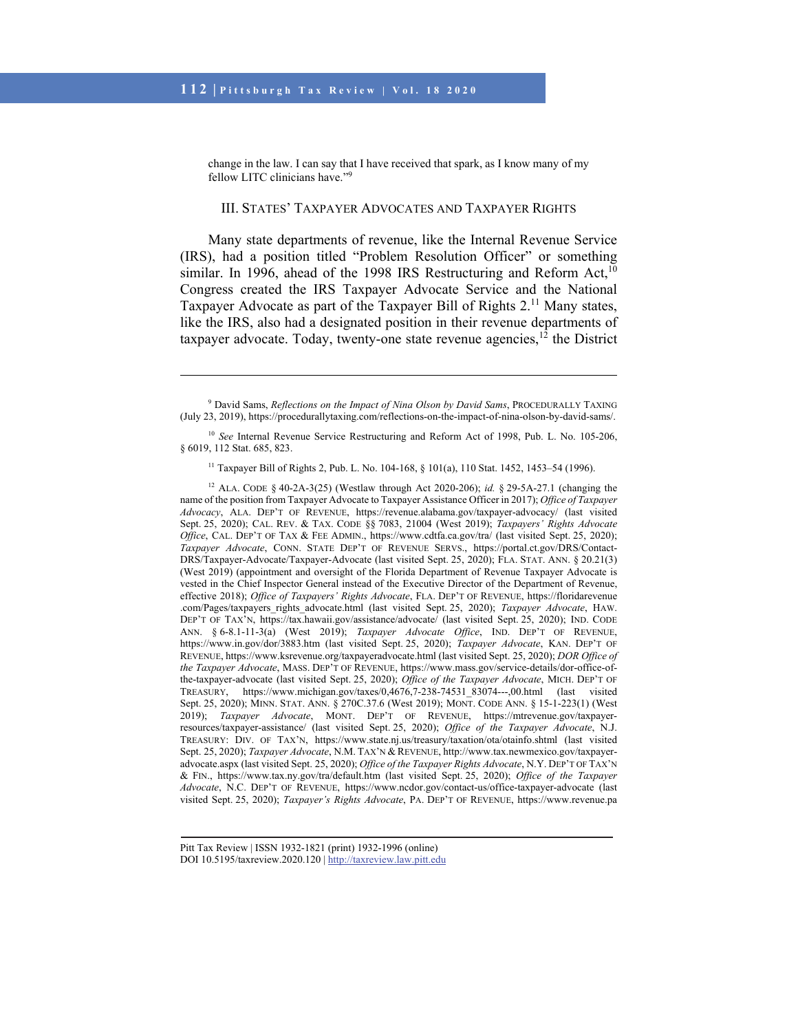change in the law. I can say that I have received that spark, as I know many of my fellow LITC clinicians have."[9]

## III. STATES' TAXPAYER ADVOCATES AND TAXPAYER RIGHTS

Many state departments of revenue, like the Internal Revenue Service (IRS), had a position titled "Problem Resolution Officer" or something similar. In 1996, ahead of the 1998 IRS Restructuring and Reform Act,[10] Congress created the IRS Taxpayer Advocate Service and the National Taxpayer Advocate as part of the Taxpayer Bill of Rights 2.[11] Many states, like the IRS, also had a designated position in their revenue departments of taxpayer advocate. Today, twenty-one state revenue agencies,[12] the District

---

[9] David Sams, *Reflections on the Impact of Nina Olson by David Sams*, PROCEDURALLY TAXING (July 23, 2019), https://procedurallytaxing.com/reflections-on-the-impact-of-nina-olson-by-david-sams/.

[10] *See* Internal Revenue Service Restructuring and Reform Act of 1998, Pub. L. No. 105-206, § 6019, 112 Stat. 685, 823.

[11] Taxpayer Bill of Rights 2, Pub. L. No. 104-168, § 101(a), 110 Stat. 1452, 1453–54 (1996).

[12] ALA. CODE § 40-2A-3(25) (Westlaw through Act 2020-206); *id.* § 29-5A-27.1 (changing the name of the position from Taxpayer Advocate to Taxpayer Assistance Officer in 2017); *Office of Taxpayer Advocacy*, ALA. DEP'T OF REVENUE, https://revenue.alabama.gov/taxpayer-advocacy/ (last visited Sept. 25, 2020); CAL. REV. & TAX. CODE §§ 7083, 21004 (West 2019); *Taxpayers' Rights Advocate Office*, CAL. DEP'T OF TAX & FEE ADMIN., https://www.cdtfa.ca.gov/tra/ (last visited Sept. 25, 2020); *Taxpayer Advocate*, CONN. STATE DEP'T OF REVENUE SERVS., https://portal.ct.gov/DRS/Contact-DRS/Taxpayer-Advocate/Taxpayer-Advocate (last visited Sept. 25, 2020); FLA. STAT. ANN. § 20.21(3) (West 2019) (appointment and oversight of the Florida Department of Revenue Taxpayer Advocate is vested in the Chief Inspector General instead of the Executive Director of the Department of Revenue, effective 2018); *Office of Taxpayers' Rights Advocate*, FLA. DEP'T OF REVENUE, https://floridarevenue.com/Pages/taxpayers_rights_advocate.html (last visited Sept. 25, 2020); *Taxpayer Advocate*, HAW. DEP'T OF TAX'N, https://tax.hawaii.gov/assistance/advocate/ (last visited Sept. 25, 2020); IND. CODE ANN. § 6-8.1-11-3(a) (West 2019); *Taxpayer Advocate Office*, IND. DEP'T OF REVENUE, https://www.in.gov/dor/3883.htm (last visited Sept. 25, 2020); *Taxpayer Advocate*, KAN. DEP'T OF REVENUE, https://www.ksrevenue.org/taxpayeradvocate.html (last visited Sept. 25, 2020); *DOR Office of the Taxpayer Advocate*, MASS. DEP'T OF REVENUE, https://www.mass.gov/service-details/dor-office-of-the-taxpayer-advocate (last visited Sept. 25, 2020); *Office of the Taxpayer Advocate*, MICH. DEP'T OF TREASURY, https://www.michigan.gov/taxes/0,4676,7-238-74531_83074---,00.html (last visited Sept. 25, 2020); MINN. STAT. ANN. § 270C.37.6 (West 2019); MONT. CODE ANN. § 15-1-223(1) (West 2019); *Taxpayer Advocate*, MONT. DEP'T OF REVENUE, https://mtrevenue.gov/taxpayer-resources/taxpayer-assistance/ (last visited Sept. 25, 2020); *Office of the Taxpayer Advocate*, N.J. TREASURY: DIV. OF TAX'N, https://www.state.nj.us/treasury/taxation/ota/otainfo.shtml (last visited Sept. 25, 2020); *Taxpayer Advocate*, N.M. TAX'N & REVENUE, http://www.tax.newmexico.gov/taxpayer-advocate.aspx (last visited Sept. 25, 2020); *Office of the Taxpayer Rights Advocate*, N.Y. DEP'T OF TAX'N & FIN., https://www.tax.ny.gov/tra/default.htm (last visited Sept. 25, 2020); *Office of the Taxpayer Advocate*, N.C. DEP'T OF REVENUE, https://www.ncdor.gov/contact-us/office-taxpayer-advocate (last visited Sept. 25, 2020); *Taxpayer's Rights Advocate*, PA. DEP'T OF REVENUE, https://www.revenue.pa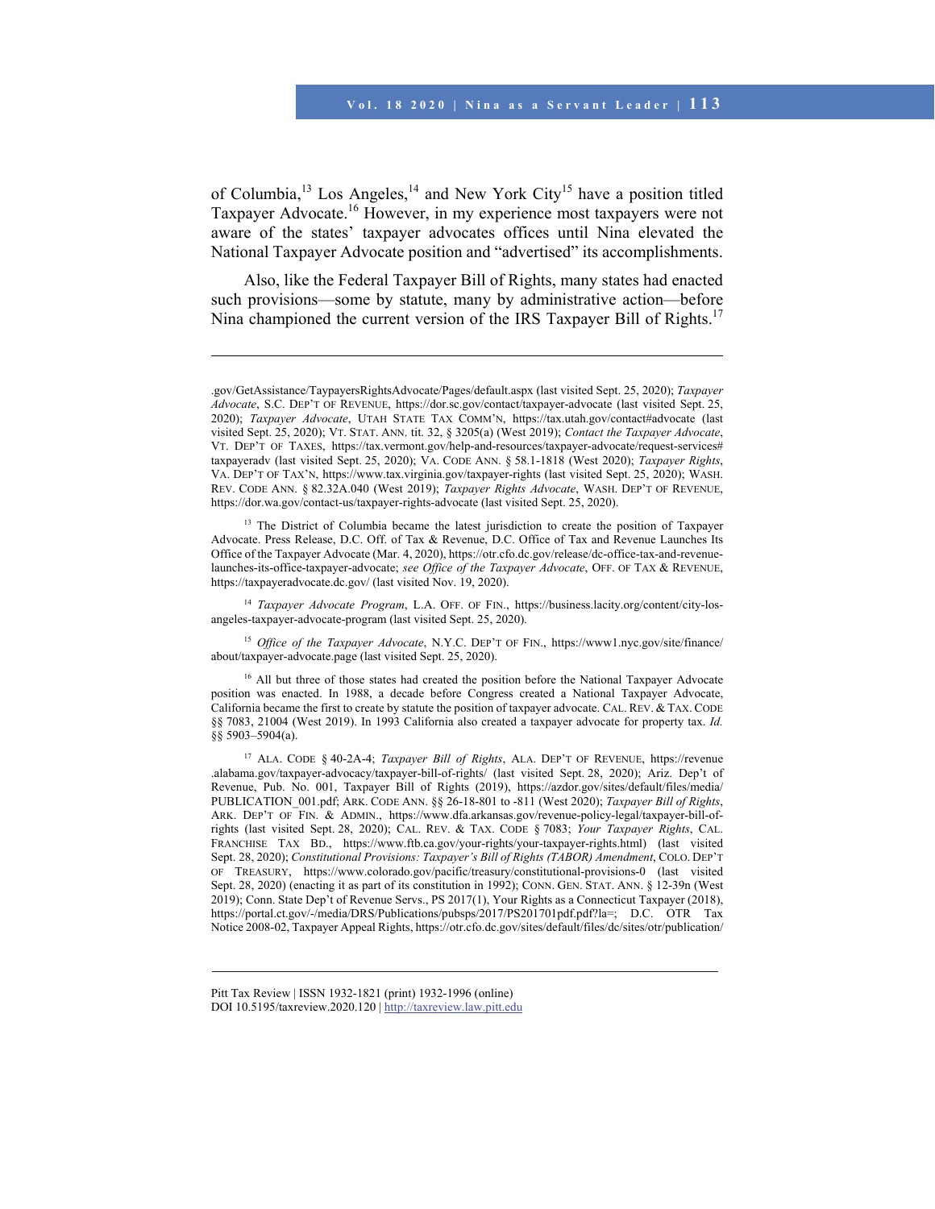of Columbia,[13] Los Angeles,[14] and New York City[15] have a position titled Taxpayer Advocate.[16] However, in my experience most taxpayers were not aware of the states' taxpayer advocates offices until Nina elevated the National Taxpayer Advocate position and "advertised" its accomplishments.

Also, like the Federal Taxpayer Bill of Rights, many states had enacted such provisions—some by statute, many by administrative action—before Nina championed the current version of the IRS Taxpayer Bill of Rights.[17]

---

.gov/GetAssistance/TaypayersRightsAdvocate/Pages/default.aspx (last visited Sept. 25, 2020); *Taxpayer Advocate*, S.C. DEP'T OF REVENUE, https://dor.sc.gov/contact/taxpayer-advocate (last visited Sept. 25, 2020); *Taxpayer Advocate*, UTAH STATE TAX COMM'N, https://tax.utah.gov/contact#advocate (last visited Sept. 25, 2020); VT. STAT. ANN. tit. 32, § 3205(a) (West 2019); *Contact the Taxpayer Advocate*, VT. DEP'T OF TAXES, https://tax.vermont.gov/help-and-resources/taxpayer-advocate/request-services#taxpayeradv (last visited Sept. 25, 2020); VA. CODE ANN. § 58.1-1818 (West 2020); *Taxpayer Rights*, VA. DEP'T OF TAX'N, https://www.tax.virginia.gov/taxpayer-rights (last visited Sept. 25, 2020); WASH. REV. CODE ANN. § 82.32A.040 (West 2019); *Taxpayer Rights Advocate*, WASH. DEP'T OF REVENUE, https://dor.wa.gov/contact-us/taxpayer-rights-advocate (last visited Sept. 25, 2020).

[13] The District of Columbia became the latest jurisdiction to create the position of Taxpayer Advocate. Press Release, D.C. Off. of Tax & Revenue, D.C. Office of Tax and Revenue Launches Its Office of the Taxpayer Advocate (Mar. 4, 2020), https://otr.cfo.dc.gov/release/dc-office-tax-and-revenue-launches-its-office-taxpayer-advocate; *see Office of the Taxpayer Advocate*, OFF. OF TAX & REVENUE, https://taxpayeradvocate.dc.gov/ (last visited Nov. 19, 2020).

[14] *Taxpayer Advocate Program*, L.A. OFF. OF FIN., https://business.lacity.org/content/city-los-angeles-taxpayer-advocate-program (last visited Sept. 25, 2020).

[15] *Office of the Taxpayer Advocate*, N.Y.C. DEP'T OF FIN., https://www1.nyc.gov/site/finance/about/taxpayer-advocate.page (last visited Sept. 25, 2020).

[16] All but three of those states had created the position before the National Taxpayer Advocate position was enacted. In 1988, a decade before Congress created a National Taxpayer Advocate, California became the first to create by statute the position of taxpayer advocate. CAL. REV. & TAX. CODE §§ 7083, 21004 (West 2019). In 1993 California also created a taxpayer advocate for property tax. *Id.* §§ 5903–5904(a).

[17] ALA. CODE § 40-2A-4; *Taxpayer Bill of Rights*, ALA. DEP'T OF REVENUE, https://revenue.alabama.gov/taxpayer-advocacy/taxpayer-bill-of-rights/ (last visited Sept. 28, 2020); Ariz. Dep't of Revenue, Pub. No. 001, Taxpayer Bill of Rights (2019), https://azdor.gov/sites/default/files/media/PUBLICATION_001.pdf; ARK. CODE ANN. §§ 26-18-801 to -811 (West 2020); *Taxpayer Bill of Rights*, ARK. DEP'T OF FIN. & ADMIN., https://www.dfa.arkansas.gov/revenue-policy-legal/taxpayer-bill-of-rights (last visited Sept. 28, 2020); CAL. REV. & TAX. CODE § 7083; *Your Taxpayer Rights*, CAL. FRANCHISE TAX BD., https://www.ftb.ca.gov/your-rights/your-taxpayer-rights.html) (last visited Sept. 28, 2020); *Constitutional Provisions: Taxpayer's Bill of Rights (TABOR) Amendment*, COLO. DEP'T OF TREASURY, https://www.colorado.gov/pacific/treasury/constitutional-provisions-0 (last visited Sept. 28, 2020) (enacting it as part of its constitution in 1992); CONN. GEN. STAT. ANN. § 12-39n (West 2019); Conn. State Dep't of Revenue Servs., PS 2017(1), Your Rights as a Connecticut Taxpayer (2018), https://portal.ct.gov/-/media/DRS/Publications/pubsps/2017/PS201701pdf.pdf?la=; D.C. OTR Tax Notice 2008-02, Taxpayer Appeal Rights, https://otr.cfo.dc.gov/sites/default/files/dc/sites/otr/publication/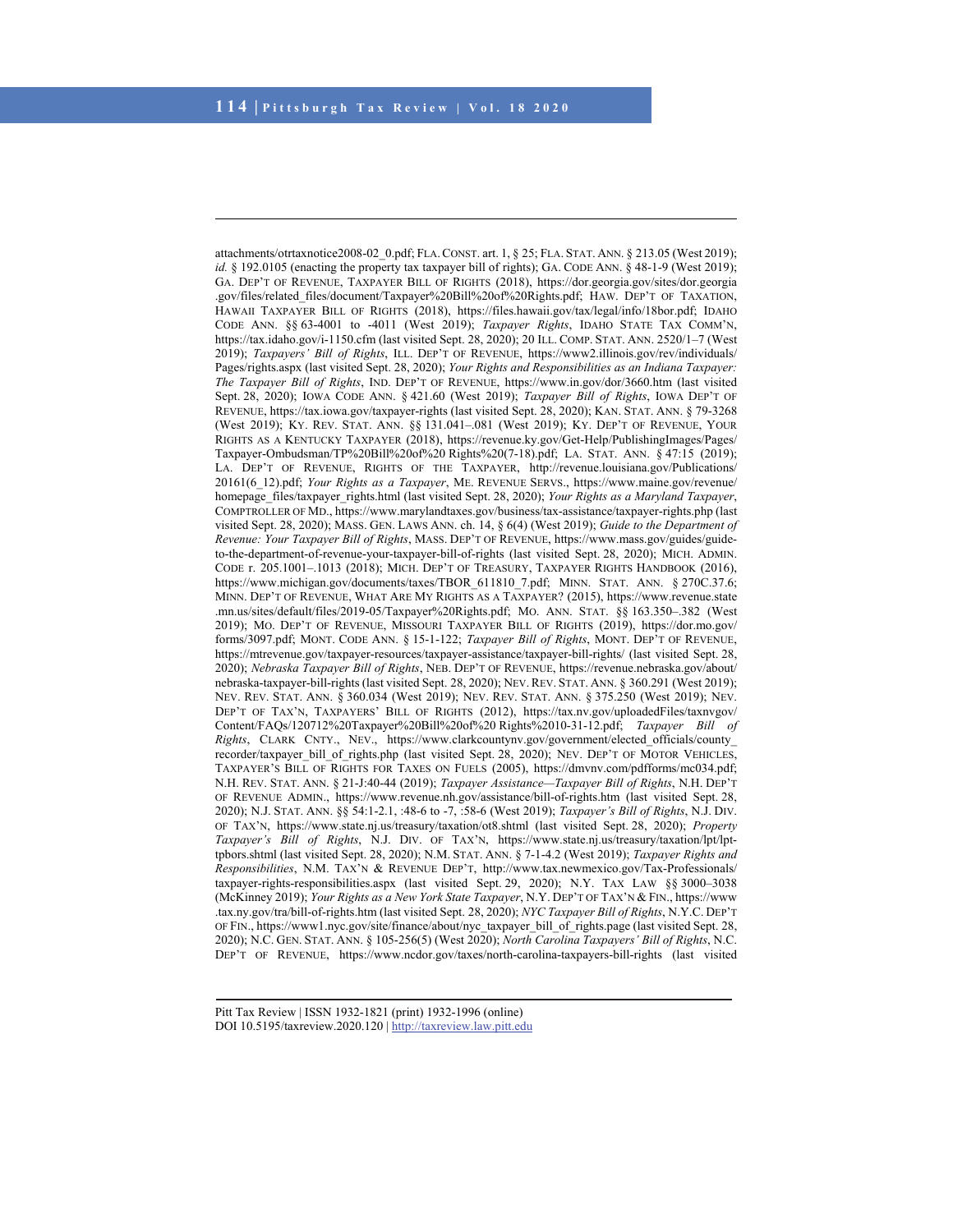attachments/otrtaxnotice2008-02_0.pdf; FLA. CONST. art. 1, § 25; FLA. STAT. ANN. § 213.05 (West 2019); *id.* § 192.0105 (enacting the property tax taxpayer bill of rights); GA. CODE ANN. § 48-1-9 (West 2019); GA. DEP'T OF REVENUE, TAXPAYER BILL OF RIGHTS (2018), https://dor.georgia.gov/sites/dor.georgia.gov/files/related_files/document/Taxpayer%20Bill%20of%20Rights.pdf; HAW. DEP'T OF TAXATION, HAWAII TAXPAYER BILL OF RIGHTS (2018), https://files.hawaii.gov/tax/legal/info/18bor.pdf; IDAHO CODE ANN. §§ 63-4001 to -4011 (West 2019); *Taxpayer Rights*, IDAHO STATE TAX COMM'N, https://tax.idaho.gov/i-1150.cfm (last visited Sept. 28, 2020); 20 ILL. COMP. STAT. ANN. 2520/1–7 (West 2019); *Taxpayers' Bill of Rights*, ILL. DEP'T OF REVENUE, https://www2.illinois.gov/rev/individuals/Pages/rights.aspx (last visited Sept. 28, 2020); *Your Rights and Responsibilities as an Indiana Taxpayer: The Taxpayer Bill of Rights*, IND. DEP'T OF REVENUE, https://www.in.gov/dor/3660.htm (last visited Sept. 28, 2020); IOWA CODE ANN. § 421.60 (West 2019); *Taxpayer Bill of Rights*, IOWA DEP'T OF REVENUE, https://tax.iowa.gov/taxpayer-rights (last visited Sept. 28, 2020); KAN. STAT. ANN. § 79-3268 (West 2019); KY. REV. STAT. ANN. §§ 131.041–.081 (West 2019); KY. DEP'T OF REVENUE, YOUR RIGHTS AS A KENTUCKY TAXPAYER (2018), https://revenue.ky.gov/Get-Help/PublishingImages/Pages/Taxpayer-Ombudsman/TP%20Bill%20of%20 Rights%20(7-18).pdf; LA. STAT. ANN. § 47:15 (2019); LA. DEP'T OF REVENUE, RIGHTS OF THE TAXPAYER, http://revenue.louisiana.gov/Publications/20161(6_12).pdf; *Your Rights as a Taxpayer*, ME. REVENUE SERVS., https://www.maine.gov/revenue/homepage_files/taxpayer_rights.html (last visited Sept. 28, 2020); *Your Rights as a Maryland Taxpayer*, COMPTROLLER OF MD., https://www.marylandtaxes.gov/business/tax-assistance/taxpayer-rights.php (last visited Sept. 28, 2020); MASS. GEN. LAWS ANN. ch. 14, § 6(4) (West 2019); *Guide to the Department of Revenue: Your Taxpayer Bill of Rights*, MASS. DEP'T OF REVENUE, https://www.mass.gov/guides/guide-to-the-department-of-revenue-your-taxpayer-bill-of-rights (last visited Sept. 28, 2020); MICH. ADMIN. CODE r. 205.1001–.1013 (2018); MICH. DEP'T OF TREASURY, TAXPAYER RIGHTS HANDBOOK (2016), https://www.michigan.gov/documents/taxes/TBOR_611810_7.pdf; MINN. STAT. ANN. § 270C.37.6; MINN. DEP'T OF REVENUE, WHAT ARE MY RIGHTS AS A TAXPAYER? (2015), https://www.revenue.state.mn.us/sites/default/files/2019-05/Taxpayer%20Rights.pdf; MO. ANN. STAT. §§ 163.350–.382 (West 2019); MO. DEP'T OF REVENUE, MISSOURI TAXPAYER BILL OF RIGHTS (2019), https://dor.mo.gov/forms/3097.pdf; MONT. CODE ANN. § 15-1-122; *Taxpayer Bill of Rights*, MONT. DEP'T OF REVENUE, https://mtrevenue.gov/taxpayer-resources/taxpayer-assistance/taxpayer-bill-rights/ (last visited Sept. 28, 2020); *Nebraska Taxpayer Bill of Rights*, NEB. DEP'T OF REVENUE, https://revenue.nebraska.gov/about/nebraska-taxpayer-bill-rights (last visited Sept. 28, 2020); NEV. REV. STAT. ANN. § 360.291 (West 2019); NEV. REV. STAT. ANN. § 360.034 (West 2019); NEV. REV. STAT. ANN. § 375.250 (West 2019); NEV. DEP'T OF TAX'N, TAXPAYERS' BILL OF RIGHTS (2012), https://tax.nv.gov/uploadedFiles/taxnvgov/Content/FAQs/120712%20Taxpayer%20Bill%20of%20 Rights%2010-31-12.pdf; *Taxpayer Bill of Rights*, CLARK CNTY., NEV., https://www.clarkcountynv.gov/government/elected_officials/county_recorder/taxpayer_bill_of_rights.php (last visited Sept. 28, 2020); NEV. DEP'T OF MOTOR VEHICLES, TAXPAYER'S BILL OF RIGHTS FOR TAXES ON FUELS (2005), https://dmvnv.com/pdfforms/mc034.pdf; N.H. REV. STAT. ANN. § 21-J:40-44 (2019); *Taxpayer Assistance—Taxpayer Bill of Rights*, N.H. DEP'T OF REVENUE ADMIN., https://www.revenue.nh.gov/assistance/bill-of-rights.htm (last visited Sept. 28, 2020); N.J. STAT. ANN. §§ 54:1-2.1, :48-6 to -7, :58-6 (West 2019); *Taxpayer's Bill of Rights*, N.J. DIV. OF TAX'N, https://www.state.nj.us/treasury/taxation/ot8.shtml (last visited Sept. 28, 2020); *Property Taxpayer's Bill of Rights*, N.J. DIV. OF TAX'N, https://www.state.nj.us/treasury/taxation/lpt/lpt-tpbors.shtml (last visited Sept. 28, 2020); N.M. STAT. ANN. § 7-1-4.2 (West 2019); *Taxpayer Rights and Responsibilities*, N.M. TAX'N & REVENUE DEP'T, http://www.tax.newmexico.gov/Tax-Professionals/taxpayer-rights-responsibilities.aspx (last visited Sept. 29, 2020); N.Y. TAX LAW §§ 3000–3038 (McKinney 2019); *Your Rights as a New York State Taxpayer*, N.Y. DEP'T OF TAX'N & FIN., https://www.tax.ny.gov/tra/bill-of-rights.htm (last visited Sept. 28, 2020); *NYC Taxpayer Bill of Rights*, N.Y.C. DEP'T OF FIN., https://www1.nyc.gov/site/finance/about/nyc_taxpayer_bill_of_rights.page (last visited Sept. 28, 2020); N.C. GEN. STAT. ANN. § 105-256(5) (West 2020); *North Carolina Taxpayers' Bill of Rights*, N.C. DEP'T OF REVENUE, https://www.ncdor.gov/taxes/north-carolina-taxpayers-bill-rights (last visited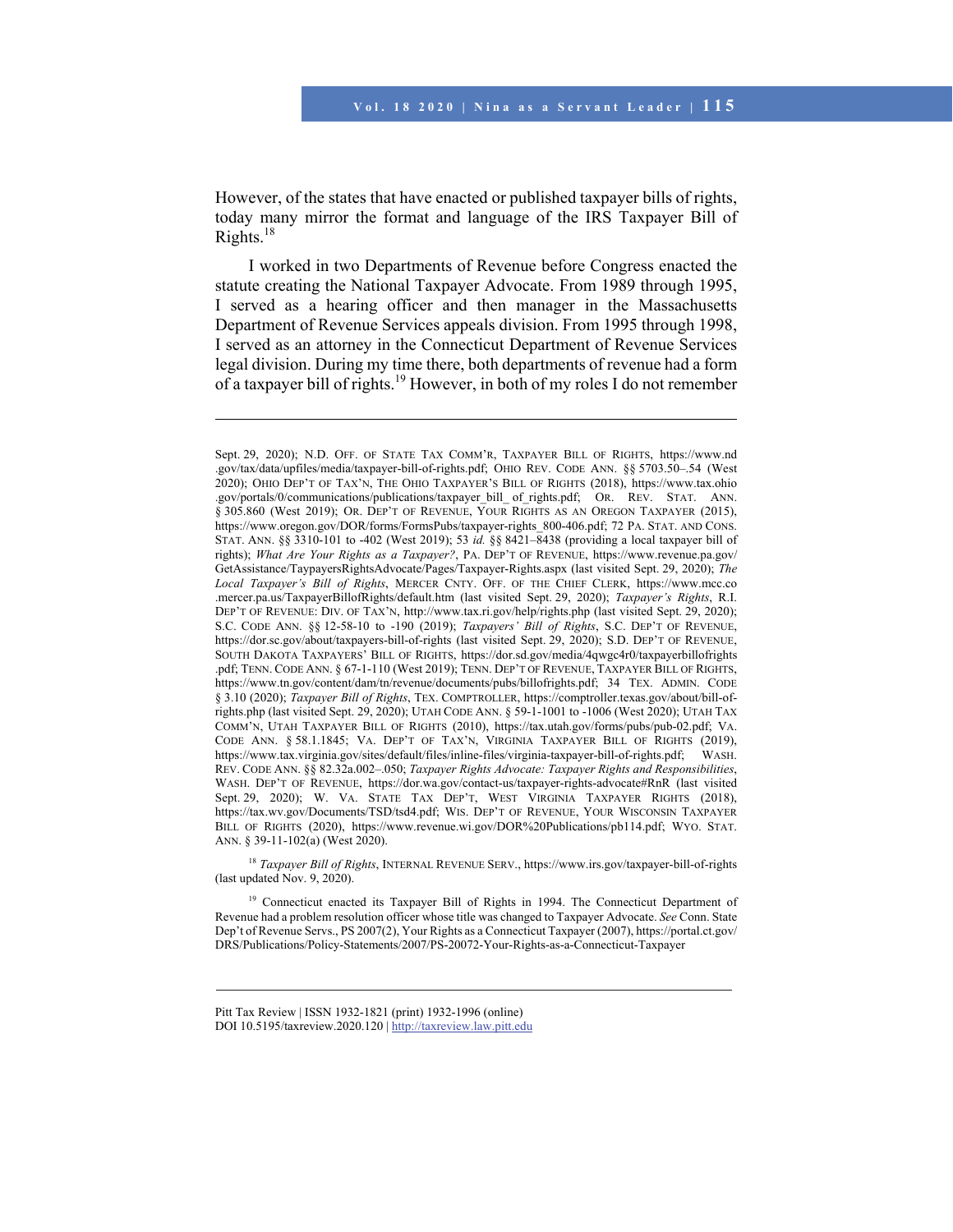However, of the states that have enacted or published taxpayer bills of rights, today many mirror the format and language of the IRS Taxpayer Bill of Rights.[18]

I worked in two Departments of Revenue before Congress enacted the statute creating the National Taxpayer Advocate. From 1989 through 1995, I served as a hearing officer and then manager in the Massachusetts Department of Revenue Services appeals division. From 1995 through 1998, I served as an attorney in the Connecticut Department of Revenue Services legal division. During my time there, both departments of revenue had a form of a taxpayer bill of rights.[19] However, in both of my roles I do not remember

---

Sept. 29, 2020); N.D. OFF. OF STATE TAX COMM'R, TAXPAYER BILL OF RIGHTS, https://www.nd.gov/tax/data/upfiles/media/taxpayer-bill-of-rights.pdf; OHIO REV. CODE ANN. §§ 5703.50–.54 (West 2020); OHIO DEP'T OF TAX'N, THE OHIO TAXPAYER'S BILL OF RIGHTS (2018), https://www.tax.ohio.gov/portals/0/communications/publications/taxpayer_bill_ of_rights.pdf; OR. REV. STAT. ANN. § 305.860 (West 2019); OR. DEP'T OF REVENUE, YOUR RIGHTS AS AN OREGON TAXPAYER (2015), https://www.oregon.gov/DOR/forms/FormsPubs/taxpayer-rights_800-406.pdf; 72 PA. STAT. AND CONS. STAT. ANN. §§ 3310-101 to -402 (West 2019); 53 *id.* §§ 8421–8438 (providing a local taxpayer bill of rights); *What Are Your Rights as a Taxpayer?*, PA. DEP'T OF REVENUE, https://www.revenue.pa.gov/GetAssistance/TaypayersRightsAdvocate/Pages/Taxpayer-Rights.aspx (last visited Sept. 29, 2020); *The Local Taxpayer's Bill of Rights*, MERCER CNTY. OFF. OF THE CHIEF CLERK, https://www.mcc.co.mercer.pa.us/TaxpayerBillofRights/default.htm (last visited Sept. 29, 2020); *Taxpayer's Rights*, R.I. DEP'T OF REVENUE: DIV. OF TAX'N, http://www.tax.ri.gov/help/rights.php (last visited Sept. 29, 2020); S.C. CODE ANN. §§ 12-58-10 to -190 (2019); *Taxpayers' Bill of Rights*, S.C. DEP'T OF REVENUE, https://dor.sc.gov/about/taxpayers-bill-of-rights (last visited Sept. 29, 2020); S.D. DEP'T OF REVENUE, SOUTH DAKOTA TAXPAYERS' BILL OF RIGHTS, https://dor.sd.gov/media/4qwgc4r0/taxpayerbillofrights.pdf; TENN. CODE ANN. § 67-1-110 (West 2019); TENN. DEP'T OF REVENUE, TAXPAYER BILL OF RIGHTS, https://www.tn.gov/content/dam/tn/revenue/documents/pubs/billofrights.pdf; 34 TEX. ADMIN. CODE § 3.10 (2020); *Taxpayer Bill of Rights*, TEX. COMPTROLLER, https://comptroller.texas.gov/about/bill-of-rights.php (last visited Sept. 29, 2020); UTAH CODE ANN. § 59-1-1001 to -1006 (West 2020); UTAH TAX COMM'N, UTAH TAXPAYER BILL OF RIGHTS (2010), https://tax.utah.gov/forms/pubs/pub-02.pdf; VA. CODE ANN. § 58.1.1845; VA. DEP'T OF TAX'N, VIRGINIA TAXPAYER BILL OF RIGHTS (2019), https://www.tax.virginia.gov/sites/default/files/inline-files/virginia-taxpayer-bill-of-rights.pdf; WASH. REV. CODE ANN. §§ 82.32a.002–.050; *Taxpayer Rights Advocate: Taxpayer Rights and Responsibilities*, WASH. DEP'T OF REVENUE, https://dor.wa.gov/contact-us/taxpayer-rights-advocate#RnR (last visited Sept. 29, 2020); W. VA. STATE TAX DEP'T, WEST VIRGINIA TAXPAYER RIGHTS (2018), https://tax.wv.gov/Documents/TSD/tsd4.pdf; WIS. DEP'T OF REVENUE, YOUR WISCONSIN TAXPAYER BILL OF RIGHTS (2020), https://www.revenue.wi.gov/DOR%20Publications/pb114.pdf; WYO. STAT. ANN. § 39-11-102(a) (West 2020).

[18] *Taxpayer Bill of Rights*, INTERNAL REVENUE SERV., https://www.irs.gov/taxpayer-bill-of-rights (last updated Nov. 9, 2020).

[19] Connecticut enacted its Taxpayer Bill of Rights in 1994. The Connecticut Department of Revenue had a problem resolution officer whose title was changed to Taxpayer Advocate. *See* Conn. State Dep't of Revenue Servs., PS 2007(2), Your Rights as a Connecticut Taxpayer (2007), https://portal.ct.gov/DRS/Publications/Policy-Statements/2007/PS-20072-Your-Rights-as-a-Connecticut-Taxpayer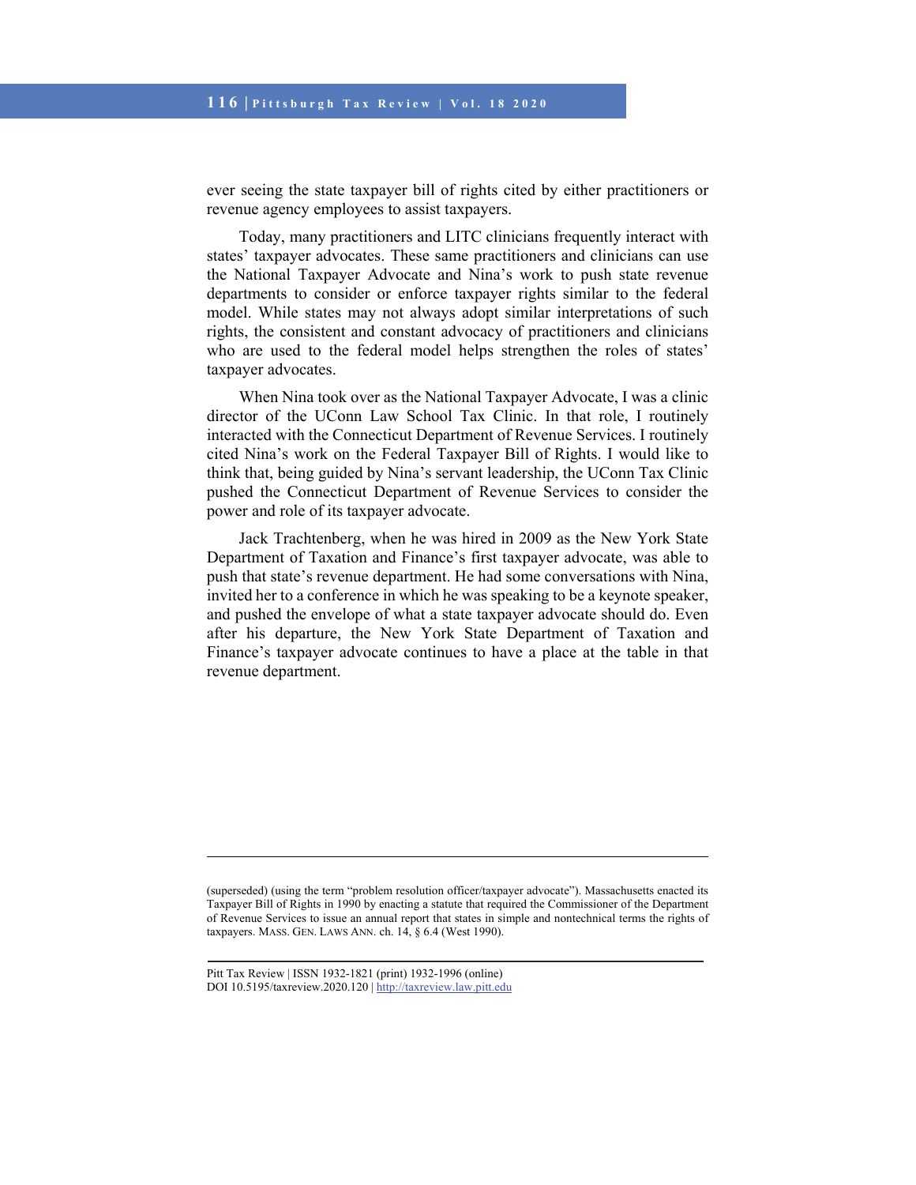ever seeing the state taxpayer bill of rights cited by either practitioners or revenue agency employees to assist taxpayers.

Today, many practitioners and LITC clinicians frequently interact with states' taxpayer advocates. These same practitioners and clinicians can use the National Taxpayer Advocate and Nina's work to push state revenue departments to consider or enforce taxpayer rights similar to the federal model. While states may not always adopt similar interpretations of such rights, the consistent and constant advocacy of practitioners and clinicians who are used to the federal model helps strengthen the roles of states' taxpayer advocates.

When Nina took over as the National Taxpayer Advocate, I was a clinic director of the UConn Law School Tax Clinic. In that role, I routinely interacted with the Connecticut Department of Revenue Services. I routinely cited Nina's work on the Federal Taxpayer Bill of Rights. I would like to think that, being guided by Nina's servant leadership, the UConn Tax Clinic pushed the Connecticut Department of Revenue Services to consider the power and role of its taxpayer advocate.

Jack Trachtenberg, when he was hired in 2009 as the New York State Department of Taxation and Finance's first taxpayer advocate, was able to push that state's revenue department. He had some conversations with Nina, invited her to a conference in which he was speaking to be a keynote speaker, and pushed the envelope of what a state taxpayer advocate should do. Even after his departure, the New York State Department of Taxation and Finance's taxpayer advocate continues to have a place at the table in that revenue department.

---

(superseded) (using the term "problem resolution officer/taxpayer advocate"). Massachusetts enacted its Taxpayer Bill of Rights in 1990 by enacting a statute that required the Commissioner of the Department of Revenue Services to issue an annual report that states in simple and nontechnical terms the rights of taxpayers. MASS. GEN. LAWS ANN. ch. 14, § 6.4 (West 1990).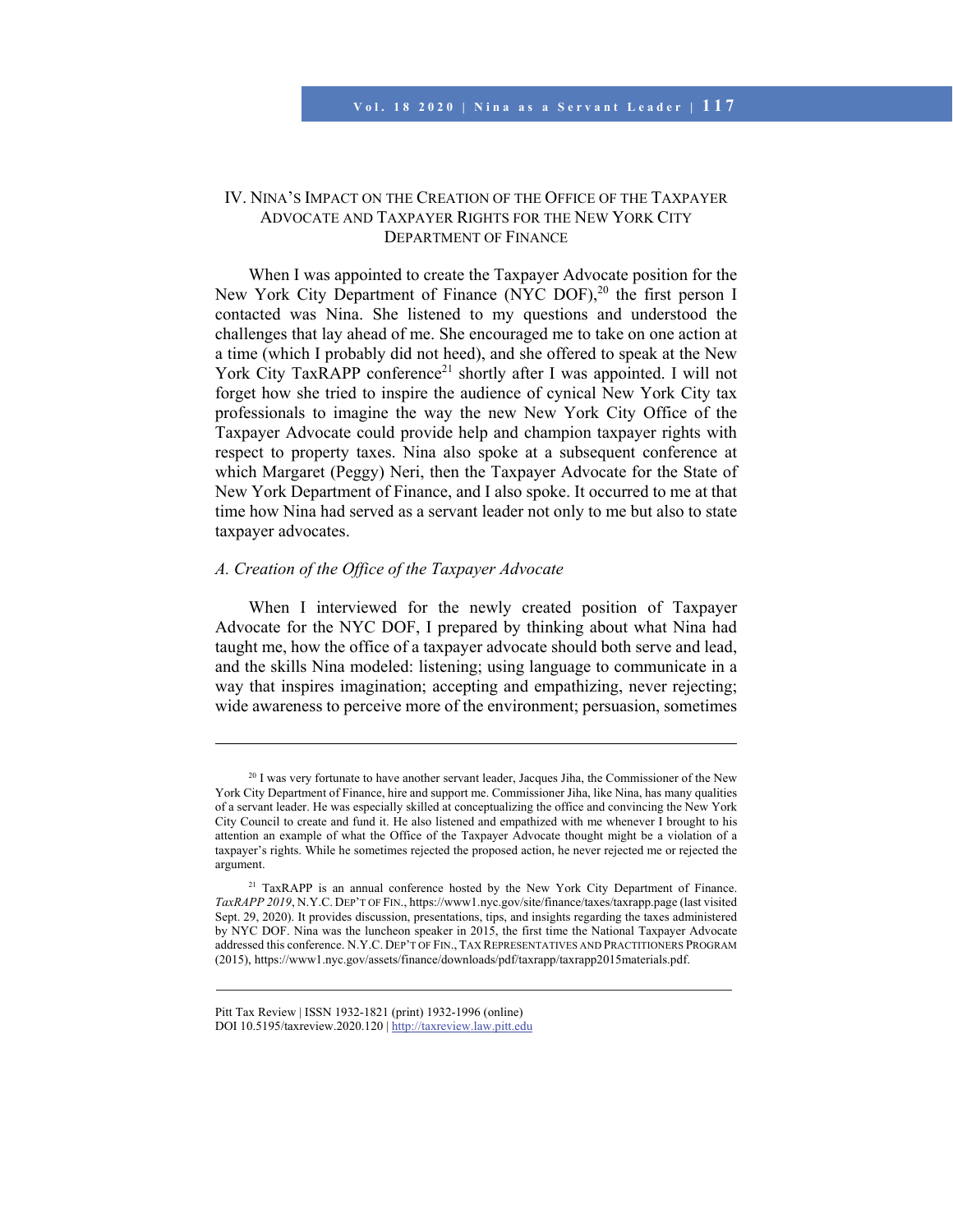## IV. Nina's Impact on the Creation of the Office of the Taxpayer Advocate and Taxpayer Rights for the New York City Department of Finance

When I was appointed to create the Taxpayer Advocate position for the New York City Department of Finance (NYC DOF),[20] the first person I contacted was Nina. She listened to my questions and understood the challenges that lay ahead of me. She encouraged me to take on one action at a time (which I probably did not heed), and she offered to speak at the New York City TaxRAPP conference[21] shortly after I was appointed. I will not forget how she tried to inspire the audience of cynical New York City tax professionals to imagine the way the new New York City Office of the Taxpayer Advocate could provide help and champion taxpayer rights with respect to property taxes. Nina also spoke at a subsequent conference at which Margaret (Peggy) Neri, then the Taxpayer Advocate for the State of New York Department of Finance, and I also spoke. It occurred to me at that time how Nina had served as a servant leader not only to me but also to state taxpayer advocates.

### *A. Creation of the Office of the Taxpayer Advocate*

When I interviewed for the newly created position of Taxpayer Advocate for the NYC DOF, I prepared by thinking about what Nina had taught me, how the office of a taxpayer advocate should both serve and lead, and the skills Nina modeled: listening; using language to communicate in a way that inspires imagination; accepting and empathizing, never rejecting; wide awareness to perceive more of the environment; persuasion, sometimes

---

[20] I was very fortunate to have another servant leader, Jacques Jiha, the Commissioner of the New York City Department of Finance, hire and support me. Commissioner Jiha, like Nina, has many qualities of a servant leader. He was especially skilled at conceptualizing the office and convincing the New York City Council to create and fund it. He also listened and empathized with me whenever I brought to his attention an example of what the Office of the Taxpayer Advocate thought might be a violation of a taxpayer's rights. While he sometimes rejected the proposed action, he never rejected me or rejected the argument.

[21] TaxRAPP is an annual conference hosted by the New York City Department of Finance. *TaxRAPP 2019*, N.Y.C. Dep't of Fin., https://www1.nyc.gov/site/finance/taxes/taxrapp.page (last visited Sept. 29, 2020). It provides discussion, presentations, tips, and insights regarding the taxes administered by NYC DOF. Nina was the luncheon speaker in 2015, the first time the National Taxpayer Advocate addressed this conference. N.Y.C. Dep't of Fin., Tax Representatives and Practitioners Program (2015), https://www1.nyc.gov/assets/finance/downloads/pdf/taxrapp/taxrapp2015materials.pdf.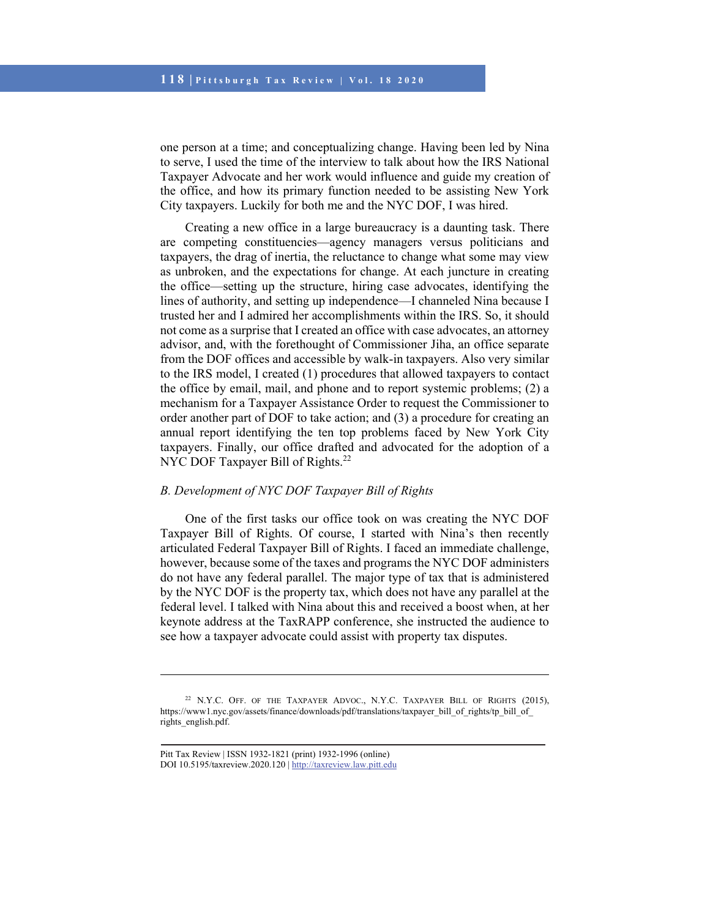one person at a time; and conceptualizing change. Having been led by Nina to serve, I used the time of the interview to talk about how the IRS National Taxpayer Advocate and her work would influence and guide my creation of the office, and how its primary function needed to be assisting New York City taxpayers. Luckily for both me and the NYC DOF, I was hired.

Creating a new office in a large bureaucracy is a daunting task. There are competing constituencies—agency managers versus politicians and taxpayers, the drag of inertia, the reluctance to change what some may view as unbroken, and the expectations for change. At each juncture in creating the office—setting up the structure, hiring case advocates, identifying the lines of authority, and setting up independence—I channeled Nina because I trusted her and I admired her accomplishments within the IRS. So, it should not come as a surprise that I created an office with case advocates, an attorney advisor, and, with the forethought of Commissioner Jiha, an office separate from the DOF offices and accessible by walk-in taxpayers. Also very similar to the IRS model, I created (1) procedures that allowed taxpayers to contact the office by email, mail, and phone and to report systemic problems; (2) a mechanism for a Taxpayer Assistance Order to request the Commissioner to order another part of DOF to take action; and (3) a procedure for creating an annual report identifying the ten top problems faced by New York City taxpayers. Finally, our office drafted and advocated for the adoption of a NYC DOF Taxpayer Bill of Rights.[22]

### *B. Development of NYC DOF Taxpayer Bill of Rights*

One of the first tasks our office took on was creating the NYC DOF Taxpayer Bill of Rights. Of course, I started with Nina's then recently articulated Federal Taxpayer Bill of Rights. I faced an immediate challenge, however, because some of the taxes and programs the NYC DOF administers do not have any federal parallel. The major type of tax that is administered by the NYC DOF is the property tax, which does not have any parallel at the federal level. I talked with Nina about this and received a boost when, at her keynote address at the TaxRAPP conference, she instructed the audience to see how a taxpayer advocate could assist with property tax disputes.

---

[22] N.Y.C. OFF. OF THE TAXPAYER ADVOC., N.Y.C. TAXPAYER BILL OF RIGHTS (2015), https://www1.nyc.gov/assets/finance/downloads/pdf/translations/taxpayer_bill_of_rights/tp_bill_of_rights_english.pdf.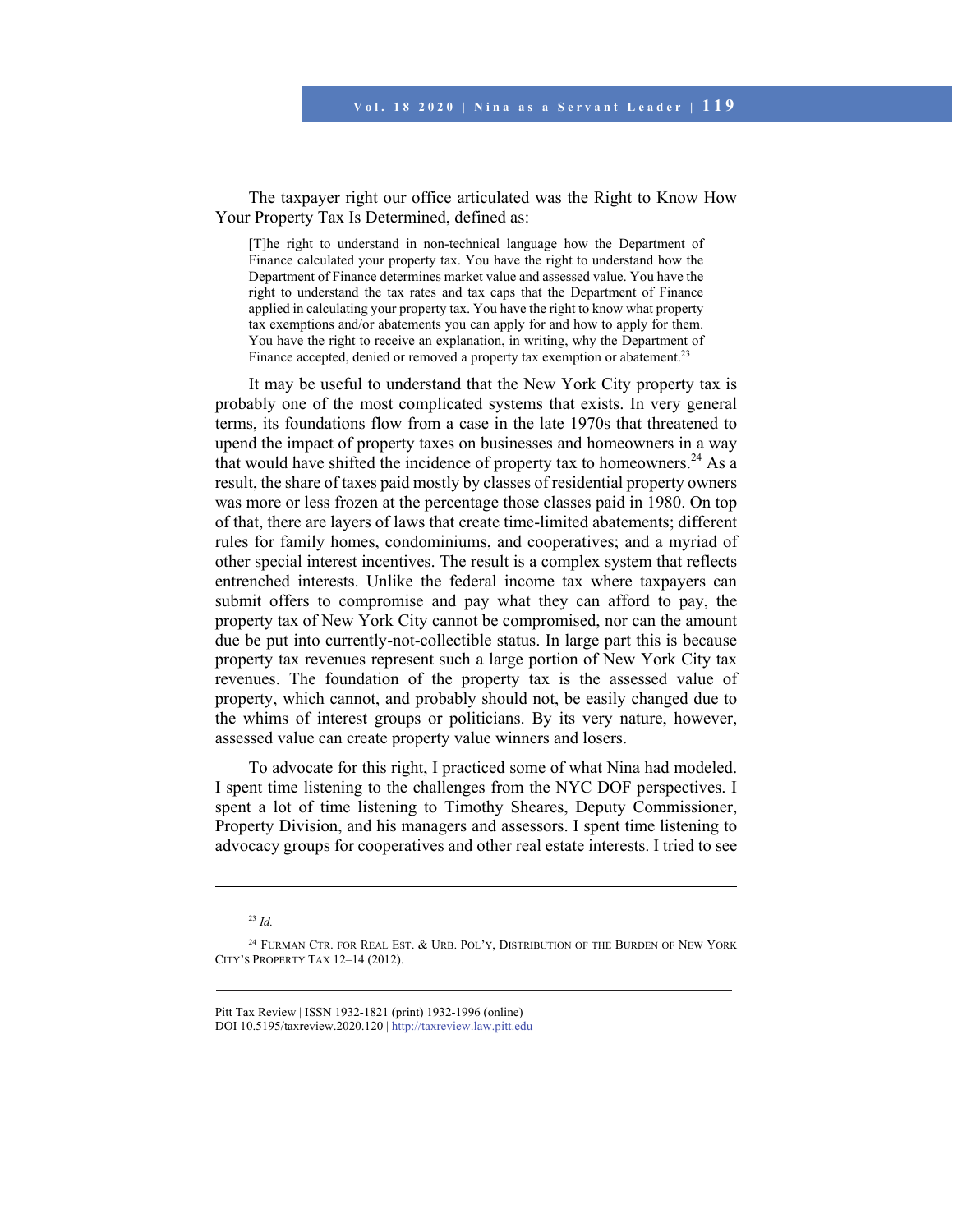The taxpayer right our office articulated was the Right to Know How Your Property Tax Is Determined, defined as:

> [T]he right to understand in non-technical language how the Department of Finance calculated your property tax. You have the right to understand how the Department of Finance determines market value and assessed value. You have the right to understand the tax rates and tax caps that the Department of Finance applied in calculating your property tax. You have the right to know what property tax exemptions and/or abatements you can apply for and how to apply for them. You have the right to receive an explanation, in writing, why the Department of Finance accepted, denied or removed a property tax exemption or abatement.[23]

It may be useful to understand that the New York City property tax is probably one of the most complicated systems that exists. In very general terms, its foundations flow from a case in the late 1970s that threatened to upend the impact of property taxes on businesses and homeowners in a way that would have shifted the incidence of property tax to homeowners.[24] As a result, the share of taxes paid mostly by classes of residential property owners was more or less frozen at the percentage those classes paid in 1980. On top of that, there are layers of laws that create time-limited abatements; different rules for family homes, condominiums, and cooperatives; and a myriad of other special interest incentives. The result is a complex system that reflects entrenched interests. Unlike the federal income tax where taxpayers can submit offers to compromise and pay what they can afford to pay, the property tax of New York City cannot be compromised, nor can the amount due be put into currently-not-collectible status. In large part this is because property tax revenues represent such a large portion of New York City tax revenues. The foundation of the property tax is the assessed value of property, which cannot, and probably should not, be easily changed due to the whims of interest groups or politicians. By its very nature, however, assessed value can create property value winners and losers.

To advocate for this right, I practiced some of what Nina had modeled. I spent time listening to the challenges from the NYC DOF perspectives. I spent a lot of time listening to Timothy Sheares, Deputy Commissioner, Property Division, and his managers and assessors. I spent time listening to advocacy groups for cooperatives and other real estate interests. I tried to see

---

[23] *Id.*

[24] Furman Ctr. for Real Est. & Urb. Pol'y, Distribution of the Burden of New York City's Property Tax 12–14 (2012).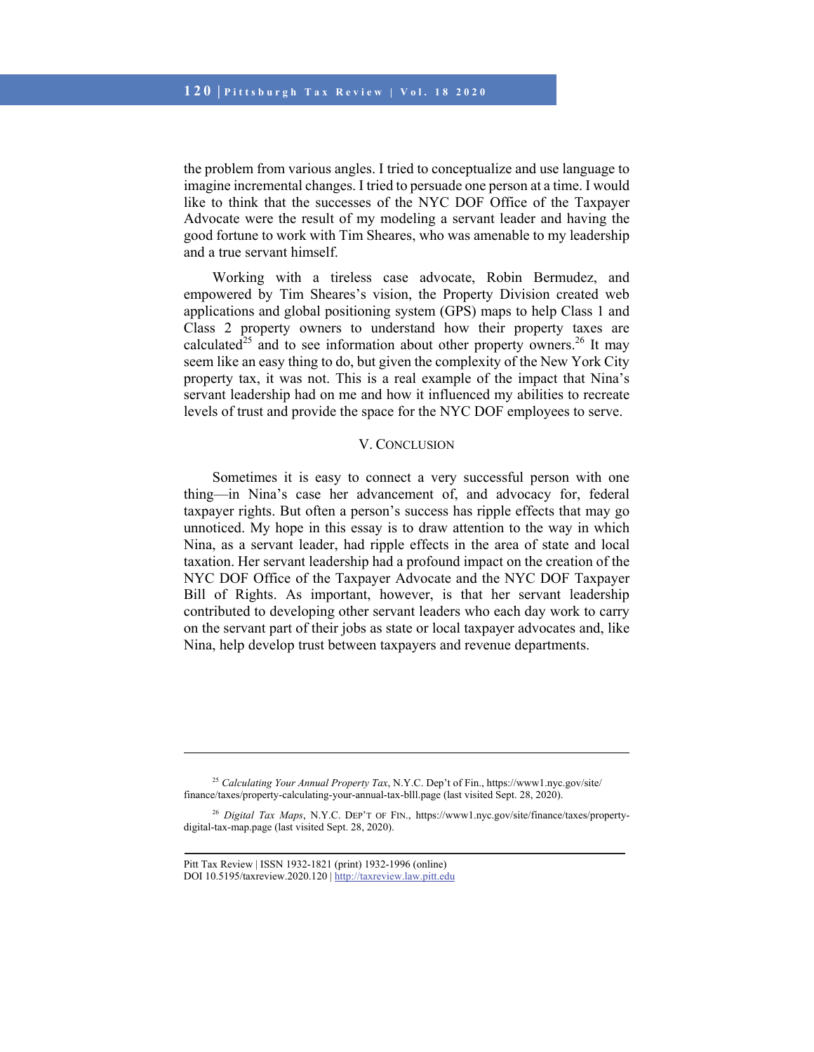the problem from various angles. I tried to conceptualize and use language to imagine incremental changes. I tried to persuade one person at a time. I would like to think that the successes of the NYC DOF Office of the Taxpayer Advocate were the result of my modeling a servant leader and having the good fortune to work with Tim Sheares, who was amenable to my leadership and a true servant himself.

Working with a tireless case advocate, Robin Bermudez, and empowered by Tim Sheares's vision, the Property Division created web applications and global positioning system (GPS) maps to help Class 1 and Class 2 property owners to understand how their property taxes are calculated[25] and to see information about other property owners.[26] It may seem like an easy thing to do, but given the complexity of the New York City property tax, it was not. This is a real example of the impact that Nina's servant leadership had on me and how it influenced my abilities to recreate levels of trust and provide the space for the NYC DOF employees to serve.

## V. Conclusion

Sometimes it is easy to connect a very successful person with one thing—in Nina's case her advancement of, and advocacy for, federal taxpayer rights. But often a person's success has ripple effects that may go unnoticed. My hope in this essay is to draw attention to the way in which Nina, as a servant leader, had ripple effects in the area of state and local taxation. Her servant leadership had a profound impact on the creation of the NYC DOF Office of the Taxpayer Advocate and the NYC DOF Taxpayer Bill of Rights. As important, however, is that her servant leadership contributed to developing other servant leaders who each day work to carry on the servant part of their jobs as state or local taxpayer advocates and, like Nina, help develop trust between taxpayers and revenue departments.

---

[25] *Calculating Your Annual Property Tax*, N.Y.C. Dep't of Fin., https://www1.nyc.gov/site/finance/taxes/property-calculating-your-annual-tax-blll.page (last visited Sept. 28, 2020).

[26] *Digital Tax Maps*, N.Y.C. Dep't of Fin., https://www1.nyc.gov/site/finance/taxes/property-digital-tax-map.page (last visited Sept. 28, 2020).